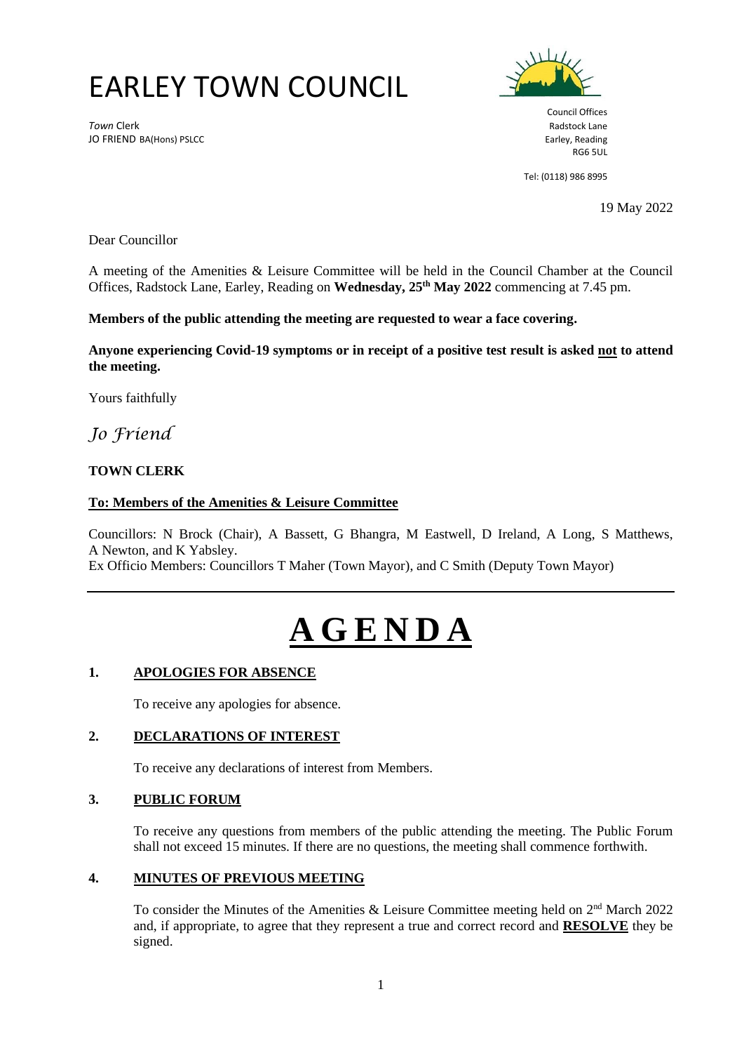# EARLEY TOWN COUNCIL

*Town* Clerk
JO FRIEND BA(Hons) PSLCC

Council Offices
Radstock Lane
Earley, Reading
RG6 5UL

Tel: (0118) 986 8995

19 May 2022

Dear Councillor

A meeting of the Amenities & Leisure Committee will be held in the Council Chamber at the Council Offices, Radstock Lane, Earley, Reading on **Wednesday, 25th May 2022** commencing at 7.45 pm.

**Members of the public attending the meeting are requested to wear a face covering.**

**Anyone experiencing Covid-19 symptoms or in receipt of a positive test result is asked not to attend the meeting.**

Yours faithfully

*Jo Friend*

**TOWN CLERK**

**To: Members of the Amenities & Leisure Committee**

Councillors: N Brock (Chair), A Bassett, G Bhangra, M Eastwell, D Ireland, A Long, S Matthews, A Newton, and K Yabsley.
Ex Officio Members: Councillors T Maher (Town Mayor), and C Smith (Deputy Town Mayor)

---

# AGENDA

## 1. APOLOGIES FOR ABSENCE

To receive any apologies for absence.

## 2. DECLARATIONS OF INTEREST

To receive any declarations of interest from Members.

## 3. PUBLIC FORUM

To receive any questions from members of the public attending the meeting. The Public Forum shall not exceed 15 minutes. If there are no questions, the meeting shall commence forthwith.

## 4. MINUTES OF PREVIOUS MEETING

To consider the Minutes of the Amenities & Leisure Committee meeting held on 2nd March 2022 and, if appropriate, to agree that they represent a true and correct record and **RESOLVE** they be signed.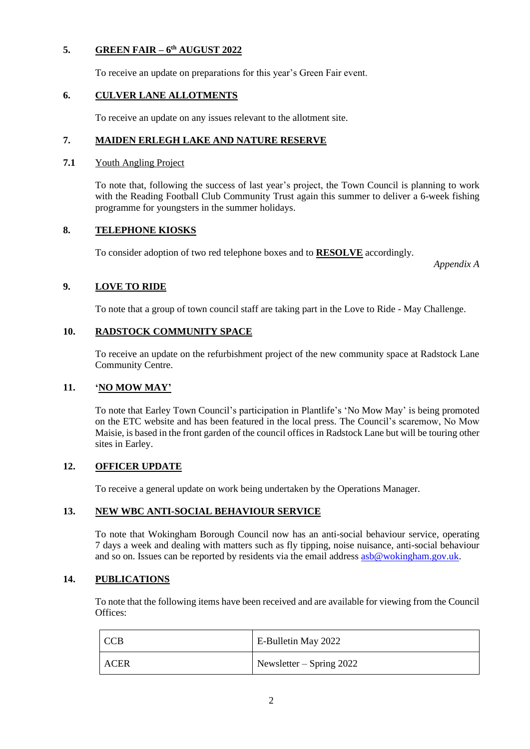## 5. GREEN FAIR – 6th AUGUST 2022

To receive an update on preparations for this year's Green Fair event.

## 6. CULVER LANE ALLOTMENTS

To receive an update on any issues relevant to the allotment site.

## 7. MAIDEN ERLEGH LAKE AND NATURE RESERVE

### 7.1 Youth Angling Project

To note that, following the success of last year's project, the Town Council is planning to work with the Reading Football Club Community Trust again this summer to deliver a 6-week fishing programme for youngsters in the summer holidays.

## 8. TELEPHONE KIOSKS

To consider adoption of two red telephone boxes and to **RESOLVE** accordingly.

*Appendix A*

## 9. LOVE TO RIDE

To note that a group of town council staff are taking part in the Love to Ride - May Challenge.

## 10. RADSTOCK COMMUNITY SPACE

To receive an update on the refurbishment project of the new community space at Radstock Lane Community Centre.

## 11. 'NO MOW MAY'

To note that Earley Town Council's participation in Plantlife's 'No Mow May' is being promoted on the ETC website and has been featured in the local press. The Council's scaremow, No Mow Maisie, is based in the front garden of the council offices in Radstock Lane but will be touring other sites in Earley.

## 12. OFFICER UPDATE

To receive a general update on work being undertaken by the Operations Manager.

## 13. NEW WBC ANTI-SOCIAL BEHAVIOUR SERVICE

To note that Wokingham Borough Council now has an anti-social behaviour service, operating 7 days a week and dealing with matters such as fly tipping, noise nuisance, anti-social behaviour and so on. Issues can be reported by residents via the email address asb@wokingham.gov.uk.

## 14. PUBLICATIONS

To note that the following items have been received and are available for viewing from the Council Offices:

| | |
|---|---|
| CCB | E-Bulletin May 2022 |
| ACER | Newsletter – Spring 2022 |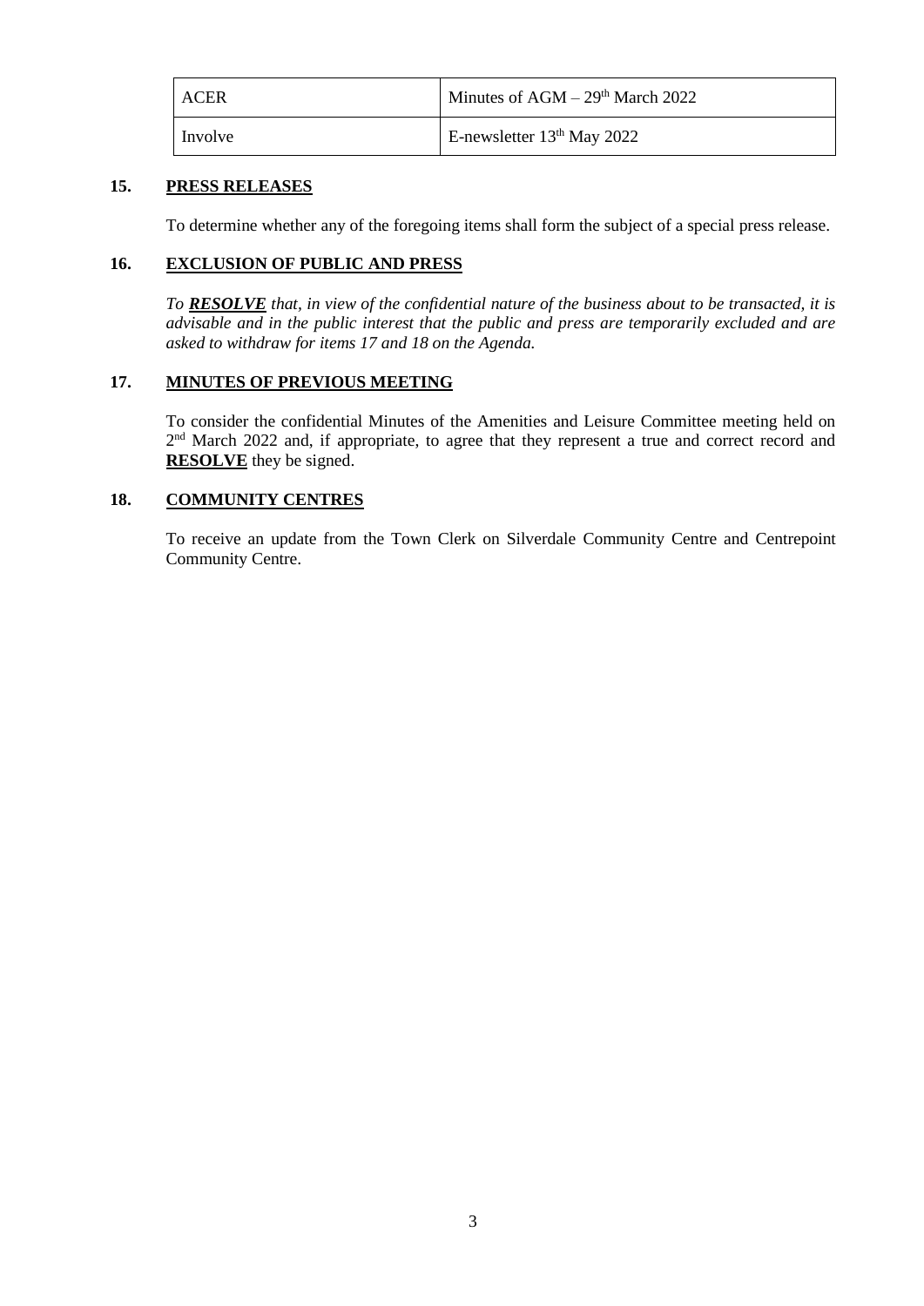| | |
|---|---|
| ACER | Minutes of AGM – 29th March 2022 |
| Involve | E-newsletter 13th May 2022 |

**15. PRESS RELEASES**

To determine whether any of the foregoing items shall form the subject of a special press release.

**16. EXCLUSION OF PUBLIC AND PRESS**

*To **RESOLVE** that, in view of the confidential nature of the business about to be transacted, it is advisable and in the public interest that the public and press are temporarily excluded and are asked to withdraw for items 17 and 18 on the Agenda.*

**17. MINUTES OF PREVIOUS MEETING**

To consider the confidential Minutes of the Amenities and Leisure Committee meeting held on 2nd March 2022 and, if appropriate, to agree that they represent a true and correct record and **RESOLVE** they be signed.

**18. COMMUNITY CENTRES**

To receive an update from the Town Clerk on Silverdale Community Centre and Centrepoint Community Centre.